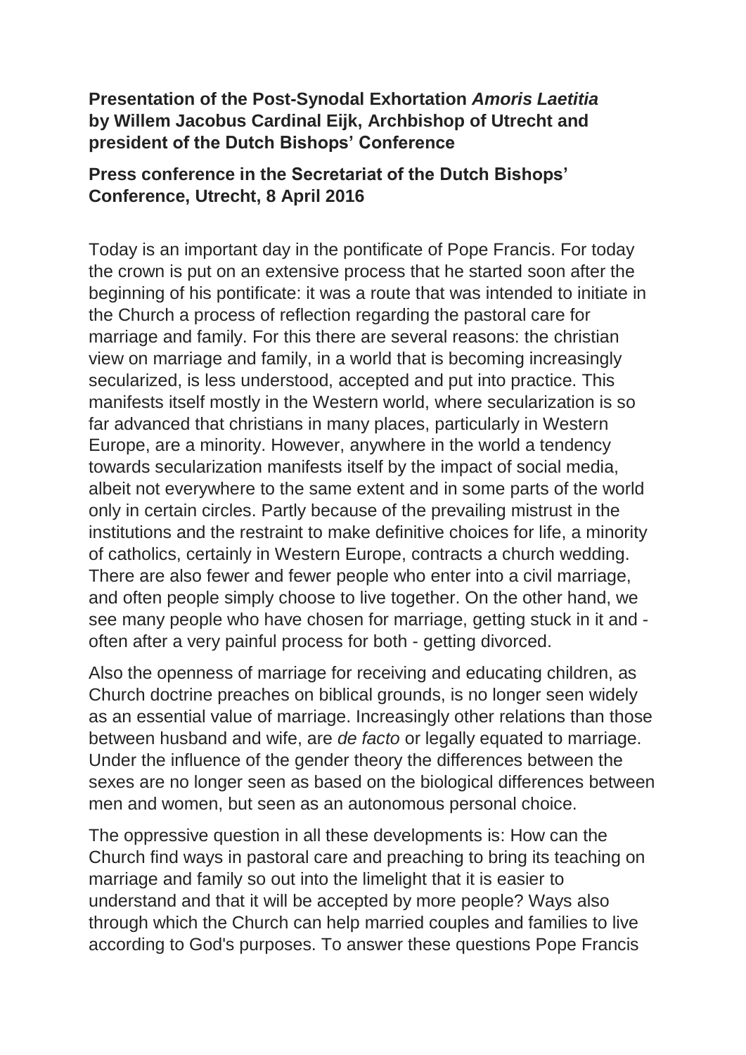**Presentation of the Post-Synodal Exhortation *Amoris Laetitia* by Willem Jacobus Cardinal Eijk, Archbishop of Utrecht and president of the Dutch Bishops' Conference**

**Press conference in the Secretariat of the Dutch Bishops' Conference, Utrecht, 8 April 2016**

Today is an important day in the pontificate of Pope Francis. For today the crown is put on an extensive process that he started soon after the beginning of his pontificate: it was a route that was intended to initiate in the Church a process of reflection regarding the pastoral care for marriage and family. For this there are several reasons: the christian view on marriage and family, in a world that is becoming increasingly secularized, is less understood, accepted and put into practice. This manifests itself mostly in the Western world, where secularization is so far advanced that christians in many places, particularly in Western Europe, are a minority. However, anywhere in the world a tendency towards secularization manifests itself by the impact of social media, albeit not everywhere to the same extent and in some parts of the world only in certain circles. Partly because of the prevailing mistrust in the institutions and the restraint to make definitive choices for life, a minority of catholics, certainly in Western Europe, contracts a church wedding. There are also fewer and fewer people who enter into a civil marriage, and often people simply choose to live together. On the other hand, we see many people who have chosen for marriage, getting stuck in it and - often after a very painful process for both - getting divorced.

Also the openness of marriage for receiving and educating children, as Church doctrine preaches on biblical grounds, is no longer seen widely as an essential value of marriage. Increasingly other relations than those between husband and wife, are *de facto* or legally equated to marriage. Under the influence of the gender theory the differences between the sexes are no longer seen as based on the biological differences between men and women, but seen as an autonomous personal choice.

The oppressive question in all these developments is: How can the Church find ways in pastoral care and preaching to bring its teaching on marriage and family so out into the limelight that it is easier to understand and that it will be accepted by more people? Ways also through which the Church can help married couples and families to live according to God's purposes. To answer these questions Pope Francis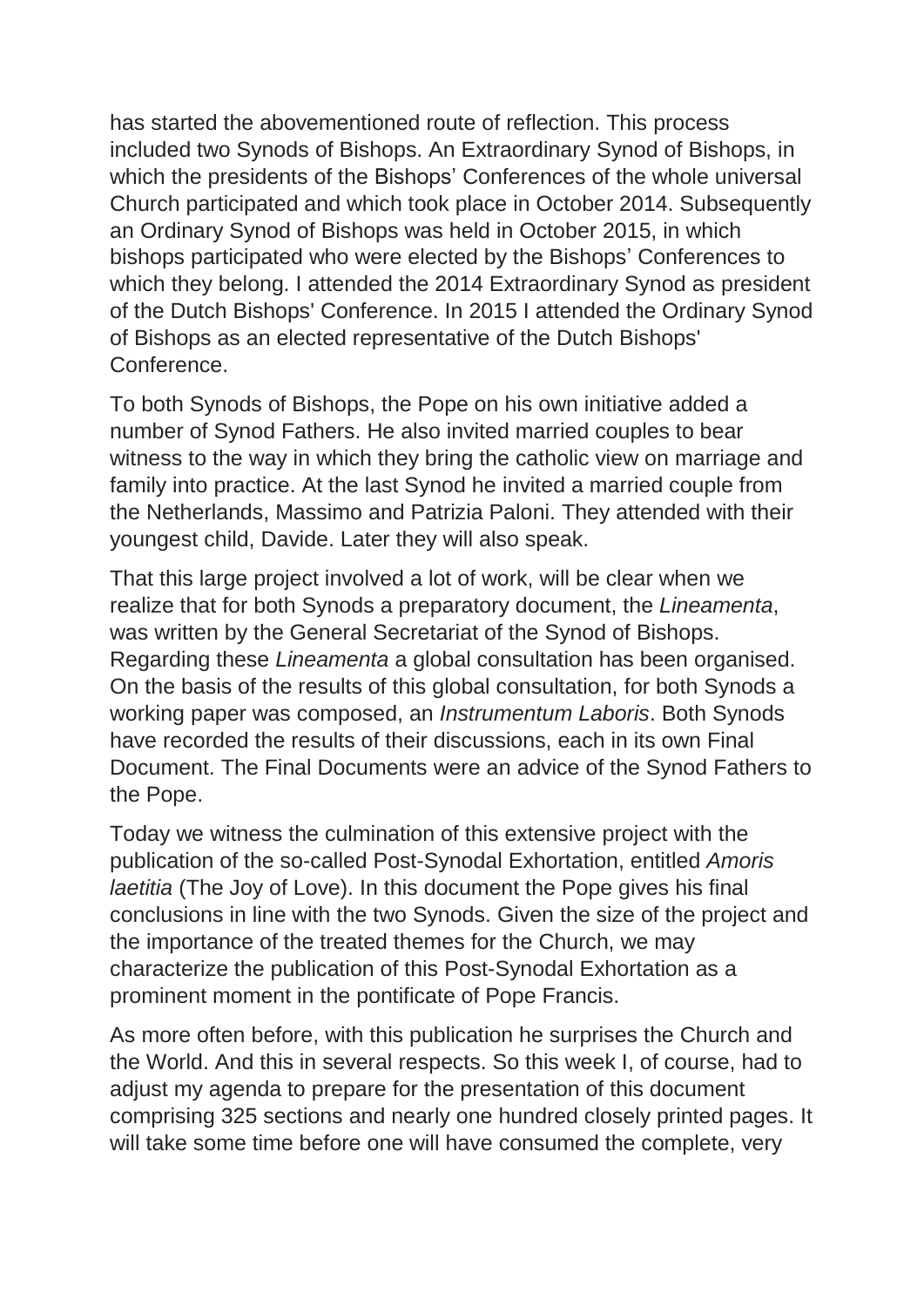has started the abovementioned route of reflection. This process included two Synods of Bishops. An Extraordinary Synod of Bishops, in which the presidents of the Bishops' Conferences of the whole universal Church participated and which took place in October 2014. Subsequently an Ordinary Synod of Bishops was held in October 2015, in which bishops participated who were elected by the Bishops' Conferences to which they belong. I attended the 2014 Extraordinary Synod as president of the Dutch Bishops' Conference. In 2015 I attended the Ordinary Synod of Bishops as an elected representative of the Dutch Bishops' Conference.

To both Synods of Bishops, the Pope on his own initiative added a number of Synod Fathers. He also invited married couples to bear witness to the way in which they bring the catholic view on marriage and family into practice. At the last Synod he invited a married couple from the Netherlands, Massimo and Patrizia Paloni. They attended with their youngest child, Davide. Later they will also speak.

That this large project involved a lot of work, will be clear when we realize that for both Synods a preparatory document, the *Lineamenta*, was written by the General Secretariat of the Synod of Bishops. Regarding these *Lineamenta* a global consultation has been organised. On the basis of the results of this global consultation, for both Synods a working paper was composed, an *Instrumentum Laboris*. Both Synods have recorded the results of their discussions, each in its own Final Document. The Final Documents were an advice of the Synod Fathers to the Pope.

Today we witness the culmination of this extensive project with the publication of the so-called Post-Synodal Exhortation, entitled *Amoris laetitia* (The Joy of Love). In this document the Pope gives his final conclusions in line with the two Synods. Given the size of the project and the importance of the treated themes for the Church, we may characterize the publication of this Post-Synodal Exhortation as a prominent moment in the pontificate of Pope Francis.

As more often before, with this publication he surprises the Church and the World. And this in several respects. So this week I, of course, had to adjust my agenda to prepare for the presentation of this document comprising 325 sections and nearly one hundred closely printed pages. It will take some time before one will have consumed the complete, very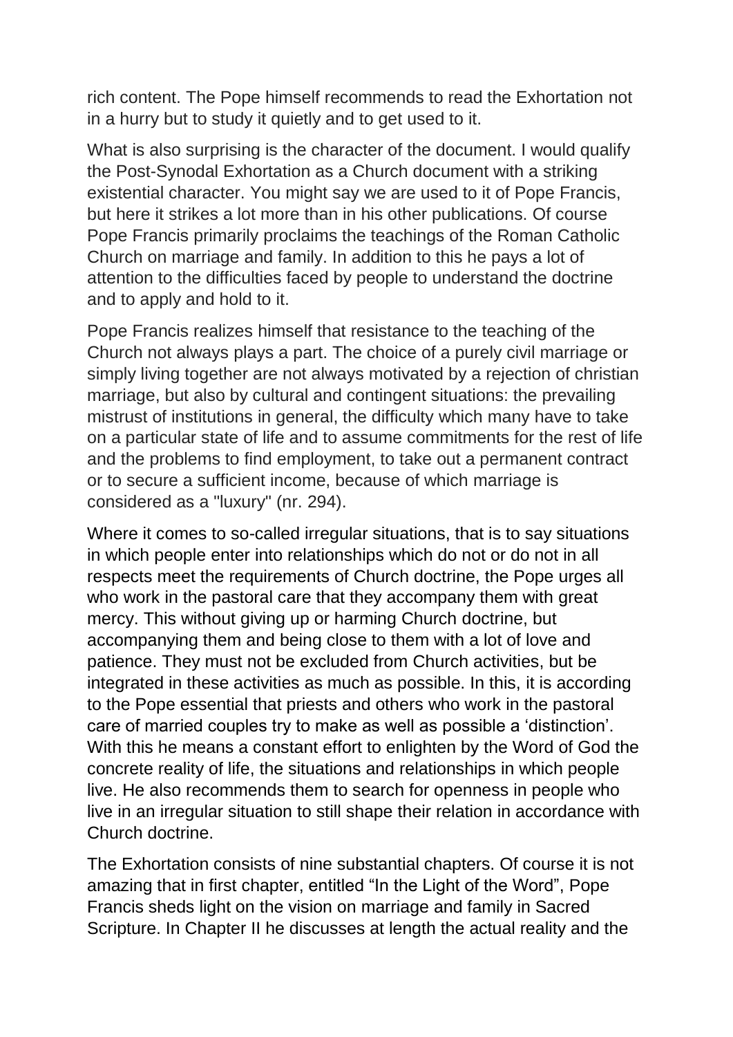rich content. The Pope himself recommends to read the Exhortation not in a hurry but to study it quietly and to get used to it.

What is also surprising is the character of the document. I would qualify the Post-Synodal Exhortation as a Church document with a striking existential character. You might say we are used to it of Pope Francis, but here it strikes a lot more than in his other publications. Of course Pope Francis primarily proclaims the teachings of the Roman Catholic Church on marriage and family. In addition to this he pays a lot of attention to the difficulties faced by people to understand the doctrine and to apply and hold to it.

Pope Francis realizes himself that resistance to the teaching of the Church not always plays a part. The choice of a purely civil marriage or simply living together are not always motivated by a rejection of christian marriage, but also by cultural and contingent situations: the prevailing mistrust of institutions in general, the difficulty which many have to take on a particular state of life and to assume commitments for the rest of life and the problems to find employment, to take out a permanent contract or to secure a sufficient income, because of which marriage is considered as a "luxury" (nr. 294).

Where it comes to so-called irregular situations, that is to say situations in which people enter into relationships which do not or do not in all respects meet the requirements of Church doctrine, the Pope urges all who work in the pastoral care that they accompany them with great mercy. This without giving up or harming Church doctrine, but accompanying them and being close to them with a lot of love and patience. They must not be excluded from Church activities, but be integrated in these activities as much as possible. In this, it is according to the Pope essential that priests and others who work in the pastoral care of married couples try to make as well as possible a 'distinction'. With this he means a constant effort to enlighten by the Word of God the concrete reality of life, the situations and relationships in which people live. He also recommends them to search for openness in people who live in an irregular situation to still shape their relation in accordance with Church doctrine.

The Exhortation consists of nine substantial chapters. Of course it is not amazing that in first chapter, entitled "In the Light of the Word", Pope Francis sheds light on the vision on marriage and family in Sacred Scripture. In Chapter II he discusses at length the actual reality and the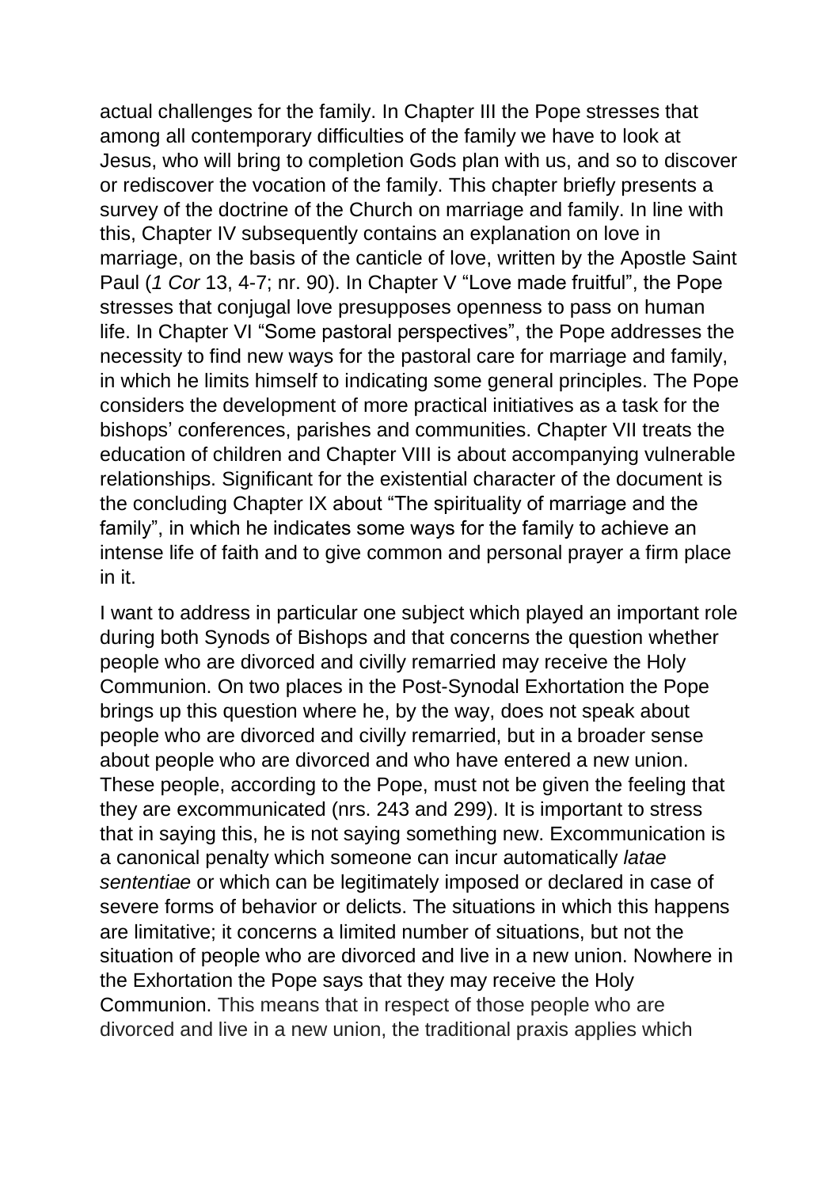actual challenges for the family. In Chapter III the Pope stresses that among all contemporary difficulties of the family we have to look at Jesus, who will bring to completion Gods plan with us, and so to discover or rediscover the vocation of the family. This chapter briefly presents a survey of the doctrine of the Church on marriage and family. In line with this, Chapter IV subsequently contains an explanation on love in marriage, on the basis of the canticle of love, written by the Apostle Saint Paul (*1 Cor* 13, 4-7; nr. 90). In Chapter V "Love made fruitful", the Pope stresses that conjugal love presupposes openness to pass on human life. In Chapter VI "Some pastoral perspectives", the Pope addresses the necessity to find new ways for the pastoral care for marriage and family, in which he limits himself to indicating some general principles. The Pope considers the development of more practical initiatives as a task for the bishops' conferences, parishes and communities. Chapter VII treats the education of children and Chapter VIII is about accompanying vulnerable relationships. Significant for the existential character of the document is the concluding Chapter IX about "The spirituality of marriage and the family", in which he indicates some ways for the family to achieve an intense life of faith and to give common and personal prayer a firm place in it.

I want to address in particular one subject which played an important role during both Synods of Bishops and that concerns the question whether people who are divorced and civilly remarried may receive the Holy Communion. On two places in the Post-Synodal Exhortation the Pope brings up this question where he, by the way, does not speak about people who are divorced and civilly remarried, but in a broader sense about people who are divorced and who have entered a new union. These people, according to the Pope, must not be given the feeling that they are excommunicated (nrs. 243 and 299). It is important to stress that in saying this, he is not saying something new. Excommunication is a canonical penalty which someone can incur automatically *latae sententiae* or which can be legitimately imposed or declared in case of severe forms of behavior or delicts. The situations in which this happens are limitative; it concerns a limited number of situations, but not the situation of people who are divorced and live in a new union. Nowhere in the Exhortation the Pope says that they may receive the Holy Communion. This means that in respect of those people who are divorced and live in a new union, the traditional praxis applies which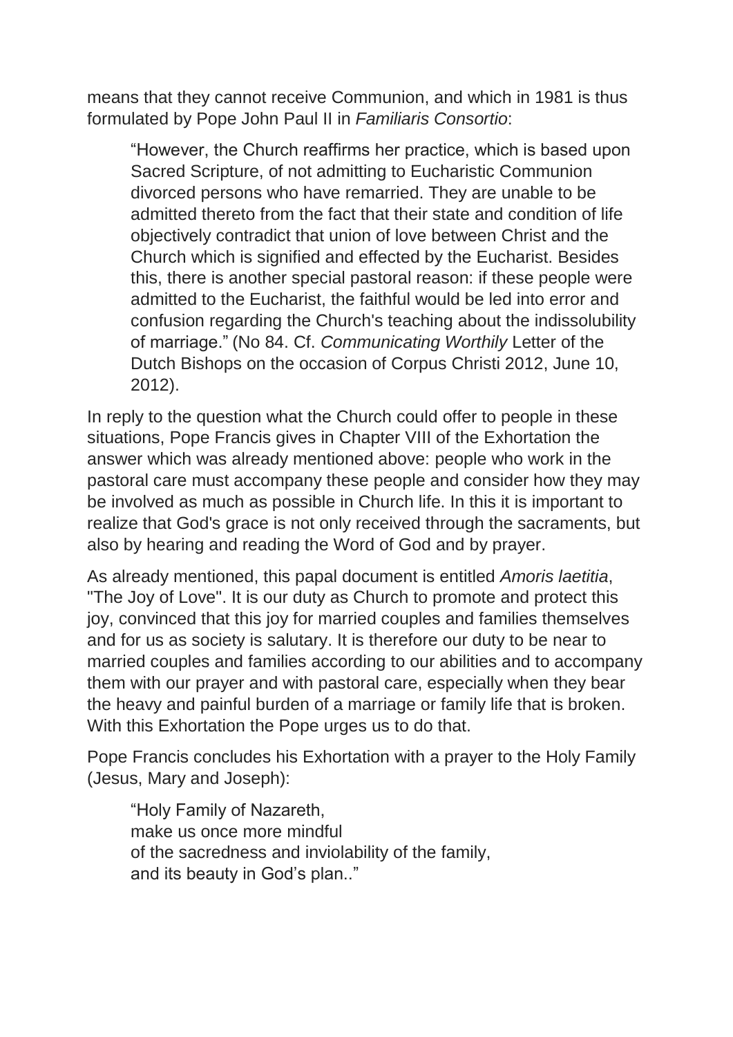means that they cannot receive Communion, and which in 1981 is thus formulated by Pope John Paul II in *Familiaris Consortio*:

> "However, the Church reaffirms her practice, which is based upon Sacred Scripture, of not admitting to Eucharistic Communion divorced persons who have remarried. They are unable to be admitted thereto from the fact that their state and condition of life objectively contradict that union of love between Christ and the Church which is signified and effected by the Eucharist. Besides this, there is another special pastoral reason: if these people were admitted to the Eucharist, the faithful would be led into error and confusion regarding the Church's teaching about the indissolubility of marriage." (No 84. Cf. *Communicating Worthily* Letter of the Dutch Bishops on the occasion of Corpus Christi 2012, June 10, 2012).

In reply to the question what the Church could offer to people in these situations, Pope Francis gives in Chapter VIII of the Exhortation the answer which was already mentioned above: people who work in the pastoral care must accompany these people and consider how they may be involved as much as possible in Church life. In this it is important to realize that God's grace is not only received through the sacraments, but also by hearing and reading the Word of God and by prayer.

As already mentioned, this papal document is entitled *Amoris laetitia*, "The Joy of Love". It is our duty as Church to promote and protect this joy, convinced that this joy for married couples and families themselves and for us as society is salutary. It is therefore our duty to be near to married couples and families according to our abilities and to accompany them with our prayer and with pastoral care, especially when they bear the heavy and painful burden of a marriage or family life that is broken. With this Exhortation the Pope urges us to do that.

Pope Francis concludes his Exhortation with a prayer to the Holy Family (Jesus, Mary and Joseph):

> "Holy Family of Nazareth,
> make us once more mindful
> of the sacredness and inviolability of the family,
> and its beauty in God's plan.."